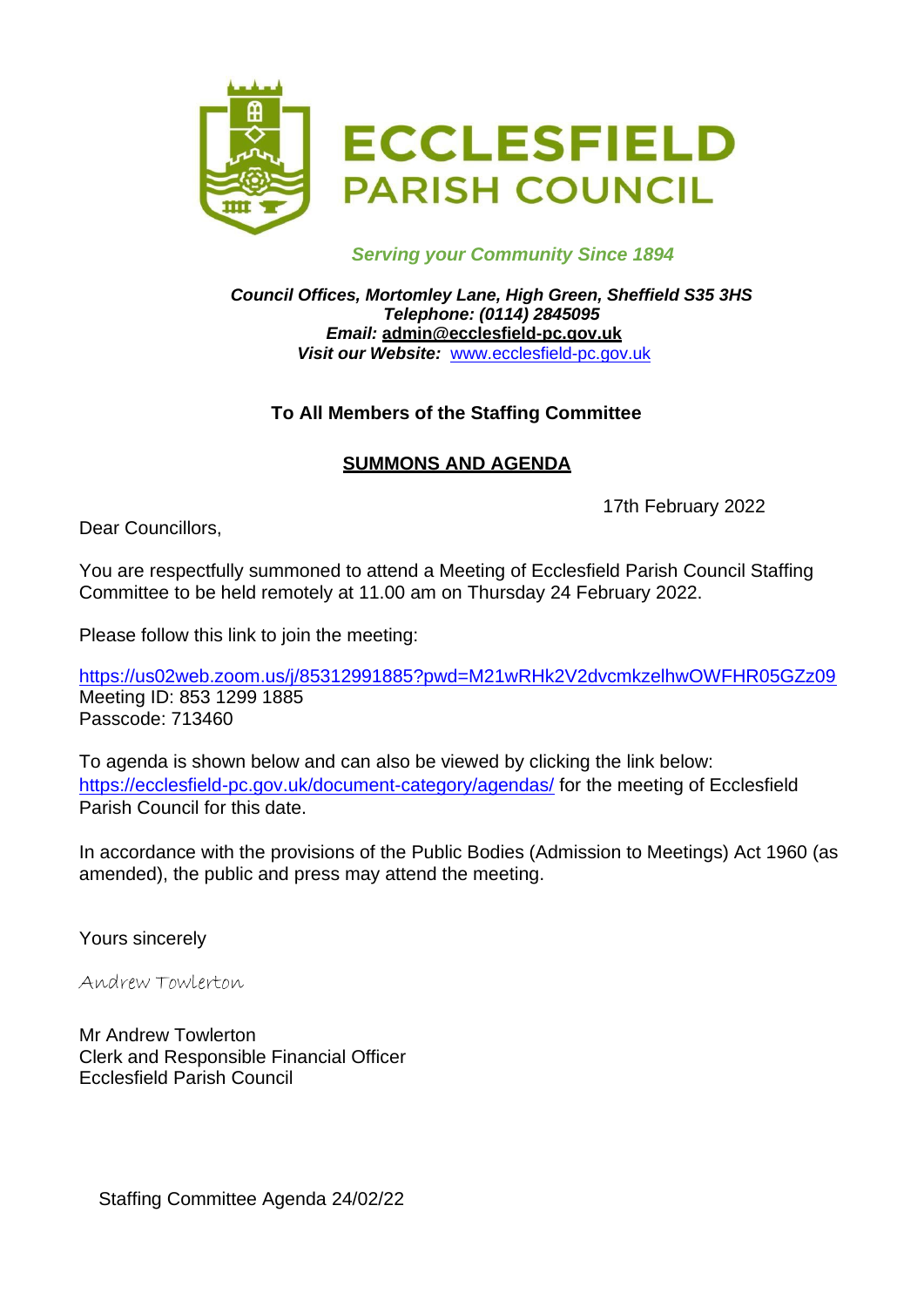# ECCLESFIELD PARISH COUNCIL

*Serving your Community Since 1894*

***Council Offices, Mortomley Lane, High Green, Sheffield S35 3HS***
***Telephone: (0114) 2845095***
***Email:* admin@ecclesfield-pc.gov.uk**
***Visit our Website:*** [www.ecclesfield-pc.gov.uk](http://www.ecclesfield-pc.gov.uk)

**To All Members of the Staffing Committee**

**SUMMONS AND AGENDA**

17th February 2022

Dear Councillors,

You are respectfully summoned to attend a Meeting of Ecclesfield Parish Council Staffing Committee to be held remotely at 11.00 am on Thursday 24 February 2022.

Please follow this link to join the meeting:

https://us02web.zoom.us/j/85312991885?pwd=M21wRHk2V2dvcmkzelhwOWFHR05GZz09
Meeting ID: 853 1299 1885
Passcode: 713460

To agenda is shown below and can also be viewed by clicking the link below: https://ecclesfield-pc.gov.uk/document-category/agendas/ for the meeting of Ecclesfield Parish Council for this date.

In accordance with the provisions of the Public Bodies (Admission to Meetings) Act 1960 (as amended), the public and press may attend the meeting.

Yours sincerely

Andrew Towlerton

Mr Andrew Towlerton
Clerk and Responsible Financial Officer
Ecclesfield Parish Council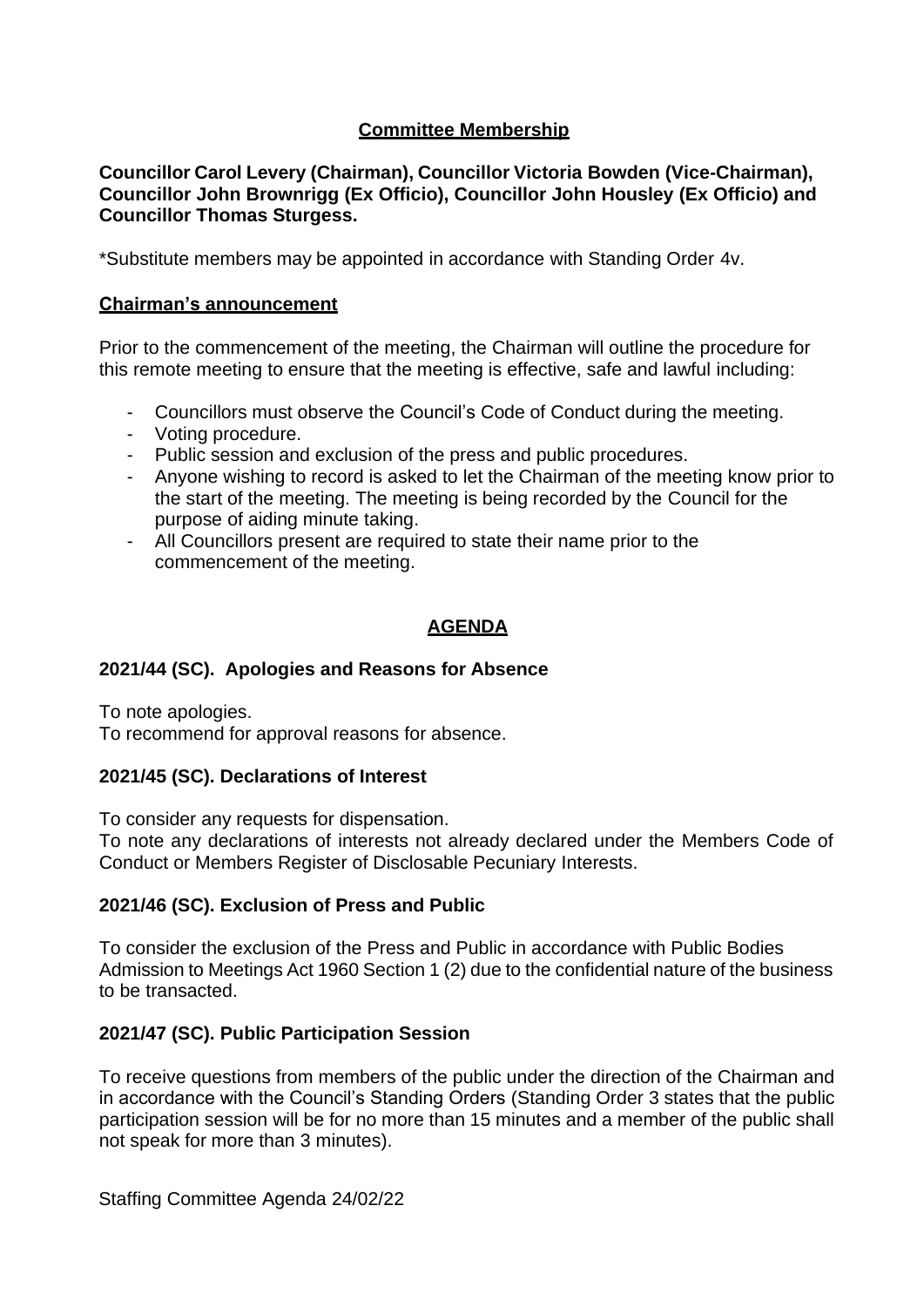## Committee Membership

**Councillor Carol Levery (Chairman), Councillor Victoria Bowden (Vice-Chairman), Councillor John Brownrigg (Ex Officio), Councillor John Housley (Ex Officio) and Councillor Thomas Sturgess.**

*Substitute members may be appointed in accordance with Standing Order 4v.

### Chairman's announcement

Prior to the commencement of the meeting, the Chairman will outline the procedure for this remote meeting to ensure that the meeting is effective, safe and lawful including:

- Councillors must observe the Council's Code of Conduct during the meeting.
- Voting procedure.
- Public session and exclusion of the press and public procedures.
- Anyone wishing to record is asked to let the Chairman of the meeting know prior to the start of the meeting. The meeting is being recorded by the Council for the purpose of aiding minute taking.
- All Councillors present are required to state their name prior to the commencement of the meeting.

## AGENDA

### 2021/44 (SC). Apologies and Reasons for Absence

To note apologies.
To recommend for approval reasons for absence.

### 2021/45 (SC). Declarations of Interest

To consider any requests for dispensation.
To note any declarations of interests not already declared under the Members Code of Conduct or Members Register of Disclosable Pecuniary Interests.

### 2021/46 (SC). Exclusion of Press and Public

To consider the exclusion of the Press and Public in accordance with Public Bodies Admission to Meetings Act 1960 Section 1 (2) due to the confidential nature of the business to be transacted.

### 2021/47 (SC). Public Participation Session

To receive questions from members of the public under the direction of the Chairman and in accordance with the Council's Standing Orders (Standing Order 3 states that the public participation session will be for no more than 15 minutes and a member of the public shall not speak for more than 3 minutes).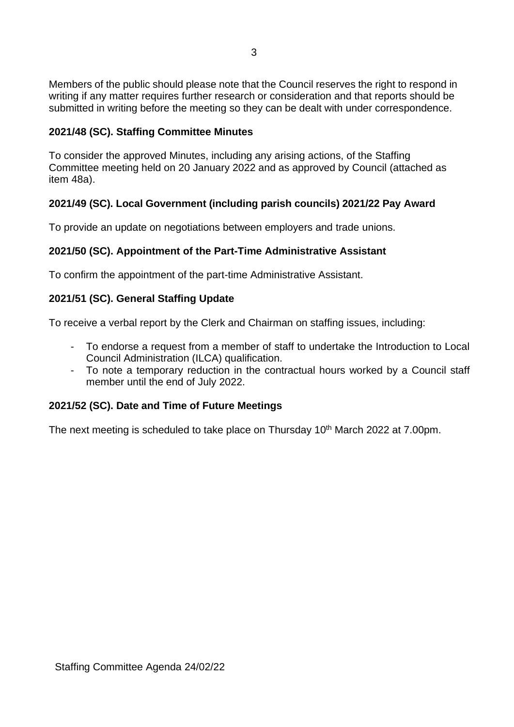Members of the public should please note that the Council reserves the right to respond in writing if any matter requires further research or consideration and that reports should be submitted in writing before the meeting so they can be dealt with under correspondence.

**2021/48 (SC). Staffing Committee Minutes**

To consider the approved Minutes, including any arising actions, of the Staffing Committee meeting held on 20 January 2022 and as approved by Council (attached as item 48a).

**2021/49 (SC). Local Government (including parish councils) 2021/22 Pay Award**

To provide an update on negotiations between employers and trade unions.

**2021/50 (SC). Appointment of the Part-Time Administrative Assistant**

To confirm the appointment of the part-time Administrative Assistant.

**2021/51 (SC). General Staffing Update**

To receive a verbal report by the Clerk and Chairman on staffing issues, including:

- To endorse a request from a member of staff to undertake the Introduction to Local Council Administration (ILCA) qualification.
- To note a temporary reduction in the contractual hours worked by a Council staff member until the end of July 2022.

**2021/52 (SC). Date and Time of Future Meetings**

The next meeting is scheduled to take place on Thursday 10th March 2022 at 7.00pm.